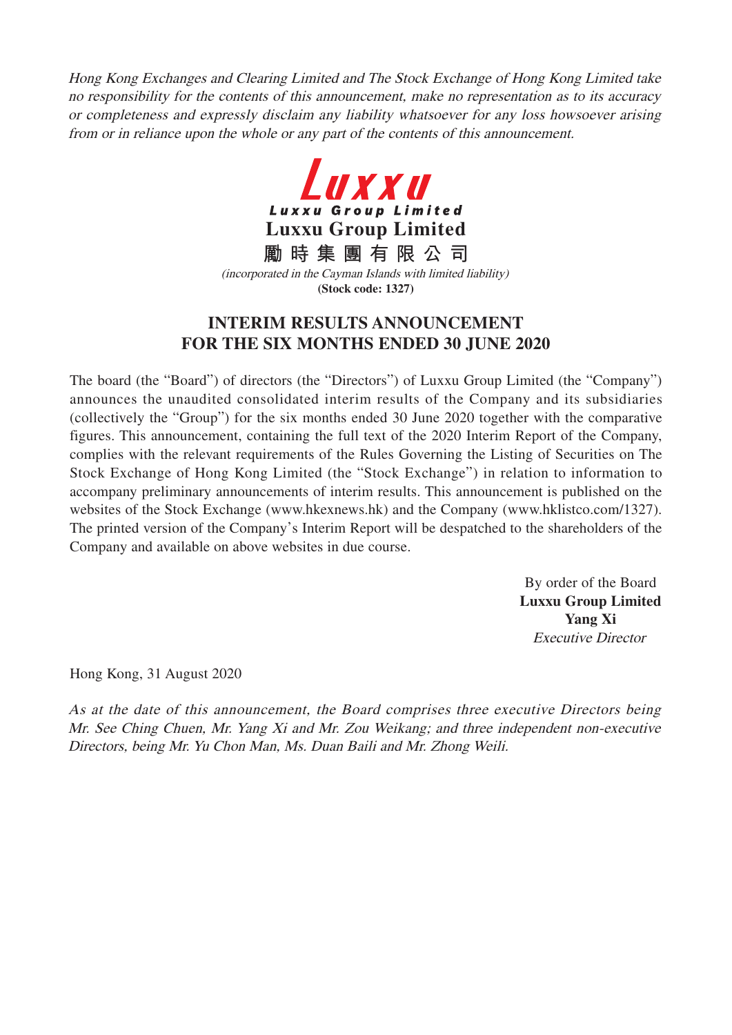*Hong Kong Exchanges and Clearing Limited and The Stock Exchange of Hong Kong Limited take no responsibility for the contents of this announcement, make no representation as to its accuracy or completeness and expressly disclaim any liability whatsoever for any loss howsoever arising from or in reliance upon the whole or any part of the contents of this announcement.*

**Luxxu**

**Luxxu Group Limited**

**Luxxu Group Limited**

**勵時集團有限公司**

*(incorporated in the Cayman Islands with limited liability)*

**(Stock code: 1327)**

# INTERIM RESULTS ANNOUNCEMENT FOR THE SIX MONTHS ENDED 30 JUNE 2020

The board (the "Board") of directors (the "Directors") of Luxxu Group Limited (the "Company") announces the unaudited consolidated interim results of the Company and its subsidiaries (collectively the "Group") for the six months ended 30 June 2020 together with the comparative figures. This announcement, containing the full text of the 2020 Interim Report of the Company, complies with the relevant requirements of the Rules Governing the Listing of Securities on The Stock Exchange of Hong Kong Limited (the "Stock Exchange") in relation to information to accompany preliminary announcements of interim results. This announcement is published on the websites of the Stock Exchange (www.hkexnews.hk) and the Company (www.hklistco.com/1327). The printed version of the Company's Interim Report will be despatched to the shareholders of the Company and available on above websites in due course.

By order of the Board
**Luxxu Group Limited**
**Yang Xi**
*Executive Director*

Hong Kong, 31 August 2020

*As at the date of this announcement, the Board comprises three executive Directors being Mr. See Ching Chuen, Mr. Yang Xi and Mr. Zou Weikang; and three independent non-executive Directors, being Mr. Yu Chon Man, Ms. Duan Baili and Mr. Zhong Weili.*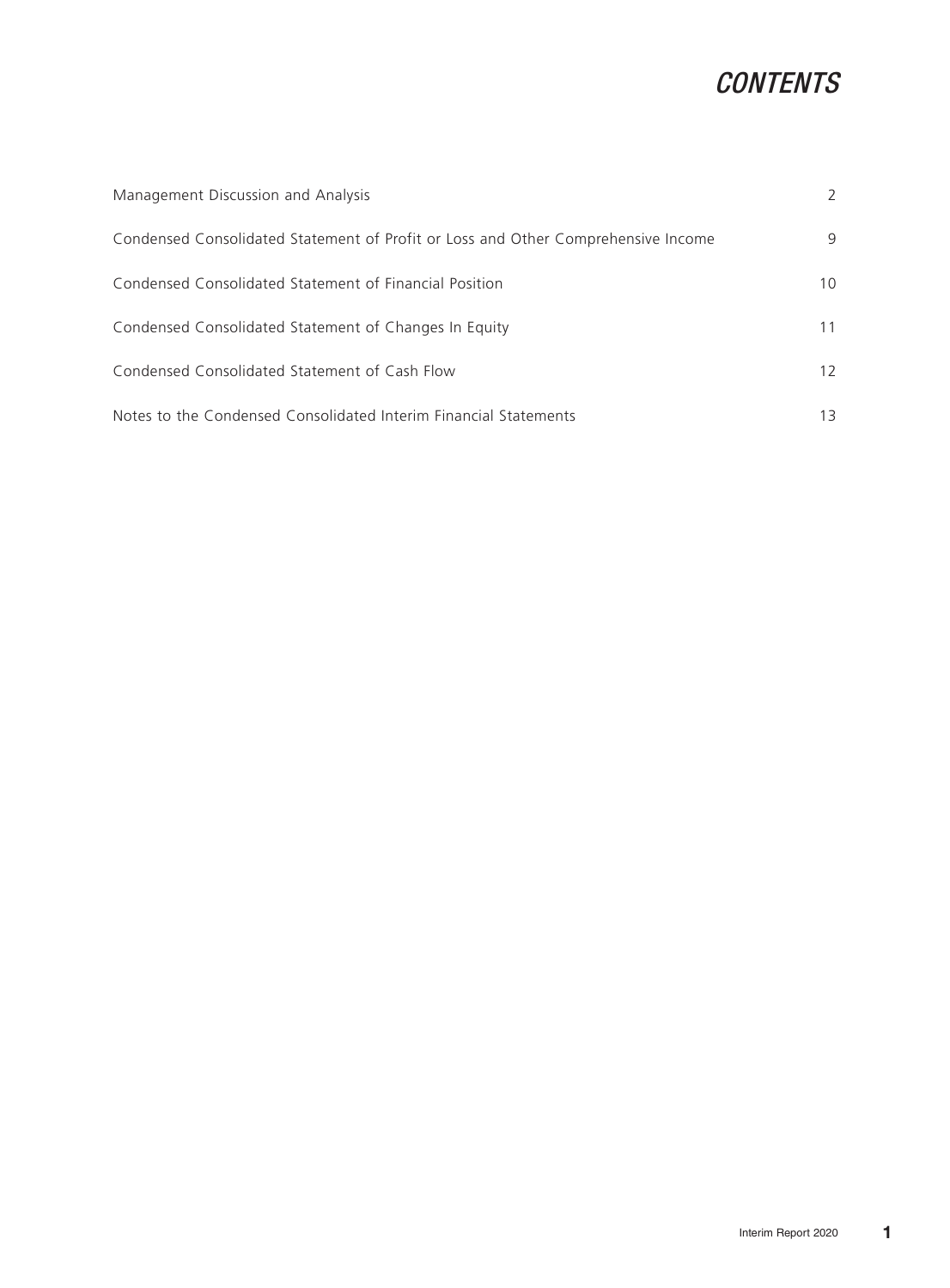# *CONTENTS*

| | |
|---|---|
| Management Discussion and Analysis | 2 |
| Condensed Consolidated Statement of Profit or Loss and Other Comprehensive Income | 9 |
| Condensed Consolidated Statement of Financial Position | 10 |
| Condensed Consolidated Statement of Changes In Equity | 11 |
| Condensed Consolidated Statement of Cash Flow | 12 |
| Notes to the Condensed Consolidated Interim Financial Statements | 13 |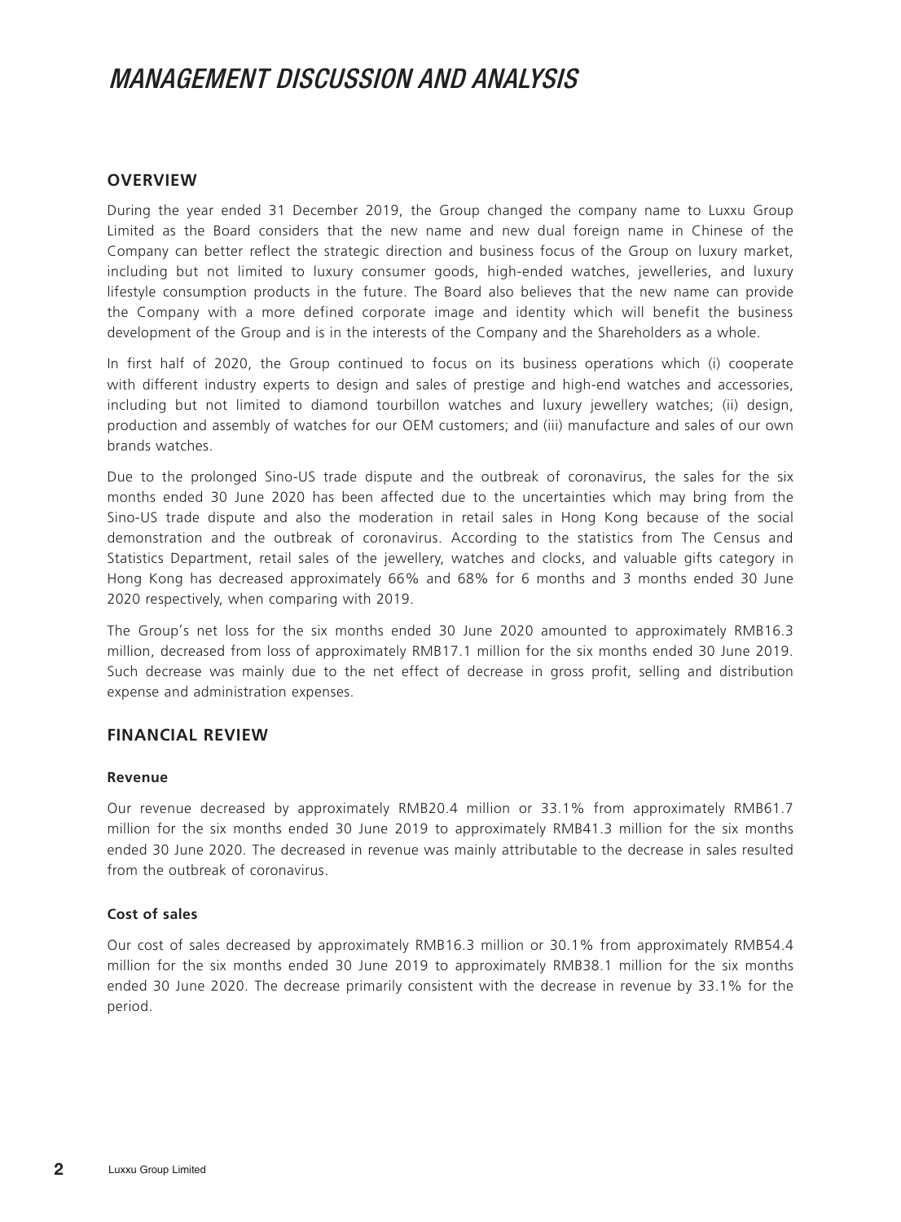# MANAGEMENT DISCUSSION AND ANALYSIS

## OVERVIEW

During the year ended 31 December 2019, the Group changed the company name to Luxxu Group Limited as the Board considers that the new name and new dual foreign name in Chinese of the Company can better reflect the strategic direction and business focus of the Group on luxury market, including but not limited to luxury consumer goods, high-ended watches, jewelleries, and luxury lifestyle consumption products in the future. The Board also believes that the new name can provide the Company with a more defined corporate image and identity which will benefit the business development of the Group and is in the interests of the Company and the Shareholders as a whole.

In first half of 2020, the Group continued to focus on its business operations which (i) cooperate with different industry experts to design and sales of prestige and high-end watches and accessories, including but not limited to diamond tourbillon watches and luxury jewellery watches; (ii) design, production and assembly of watches for our OEM customers; and (iii) manufacture and sales of our own brands watches.

Due to the prolonged Sino-US trade dispute and the outbreak of coronavirus, the sales for the six months ended 30 June 2020 has been affected due to the uncertainties which may bring from the Sino-US trade dispute and also the moderation in retail sales in Hong Kong because of the social demonstration and the outbreak of coronavirus. According to the statistics from The Census and Statistics Department, retail sales of the jewellery, watches and clocks, and valuable gifts category in Hong Kong has decreased approximately 66% and 68% for 6 months and 3 months ended 30 June 2020 respectively, when comparing with 2019.

The Group's net loss for the six months ended 30 June 2020 amounted to approximately RMB16.3 million, decreased from loss of approximately RMB17.1 million for the six months ended 30 June 2019. Such decrease was mainly due to the net effect of decrease in gross profit, selling and distribution expense and administration expenses.

## FINANCIAL REVIEW

### Revenue

Our revenue decreased by approximately RMB20.4 million or 33.1% from approximately RMB61.7 million for the six months ended 30 June 2019 to approximately RMB41.3 million for the six months ended 30 June 2020. The decreased in revenue was mainly attributable to the decrease in sales resulted from the outbreak of coronavirus.

### Cost of sales

Our cost of sales decreased by approximately RMB16.3 million or 30.1% from approximately RMB54.4 million for the six months ended 30 June 2019 to approximately RMB38.1 million for the six months ended 30 June 2020. The decrease primarily consistent with the decrease in revenue by 33.1% for the period.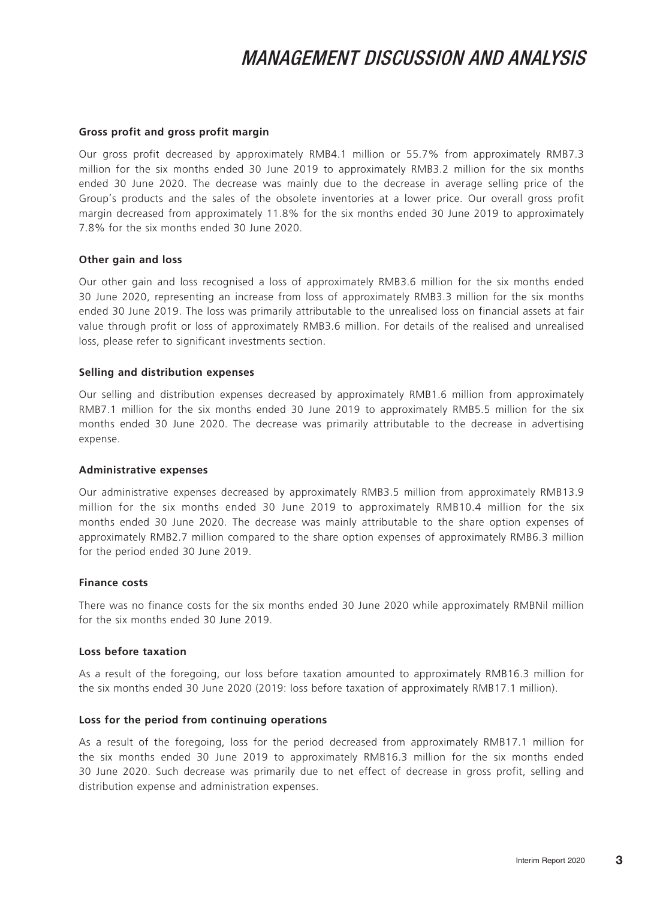# MANAGEMENT DISCUSSION AND ANALYSIS

**Gross profit and gross profit margin**

Our gross profit decreased by approximately RMB4.1 million or 55.7% from approximately RMB7.3 million for the six months ended 30 June 2019 to approximately RMB3.2 million for the six months ended 30 June 2020. The decrease was mainly due to the decrease in average selling price of the Group's products and the sales of the obsolete inventories at a lower price. Our overall gross profit margin decreased from approximately 11.8% for the six months ended 30 June 2019 to approximately 7.8% for the six months ended 30 June 2020.

**Other gain and loss**

Our other gain and loss recognised a loss of approximately RMB3.6 million for the six months ended 30 June 2020, representing an increase from loss of approximately RMB3.3 million for the six months ended 30 June 2019. The loss was primarily attributable to the unrealised loss on financial assets at fair value through profit or loss of approximately RMB3.6 million. For details of the realised and unrealised loss, please refer to significant investments section.

**Selling and distribution expenses**

Our selling and distribution expenses decreased by approximately RMB1.6 million from approximately RMB7.1 million for the six months ended 30 June 2019 to approximately RMB5.5 million for the six months ended 30 June 2020. The decrease was primarily attributable to the decrease in advertising expense.

**Administrative expenses**

Our administrative expenses decreased by approximately RMB3.5 million from approximately RMB13.9 million for the six months ended 30 June 2019 to approximately RMB10.4 million for the six months ended 30 June 2020. The decrease was mainly attributable to the share option expenses of approximately RMB2.7 million compared to the share option expenses of approximately RMB6.3 million for the period ended 30 June 2019.

**Finance costs**

There was no finance costs for the six months ended 30 June 2020 while approximately RMBNil million for the six months ended 30 June 2019.

**Loss before taxation**

As a result of the foregoing, our loss before taxation amounted to approximately RMB16.3 million for the six months ended 30 June 2020 (2019: loss before taxation of approximately RMB17.1 million).

**Loss for the period from continuing operations**

As a result of the foregoing, loss for the period decreased from approximately RMB17.1 million for the six months ended 30 June 2019 to approximately RMB16.3 million for the six months ended 30 June 2020. Such decrease was primarily due to net effect of decrease in gross profit, selling and distribution expense and administration expenses.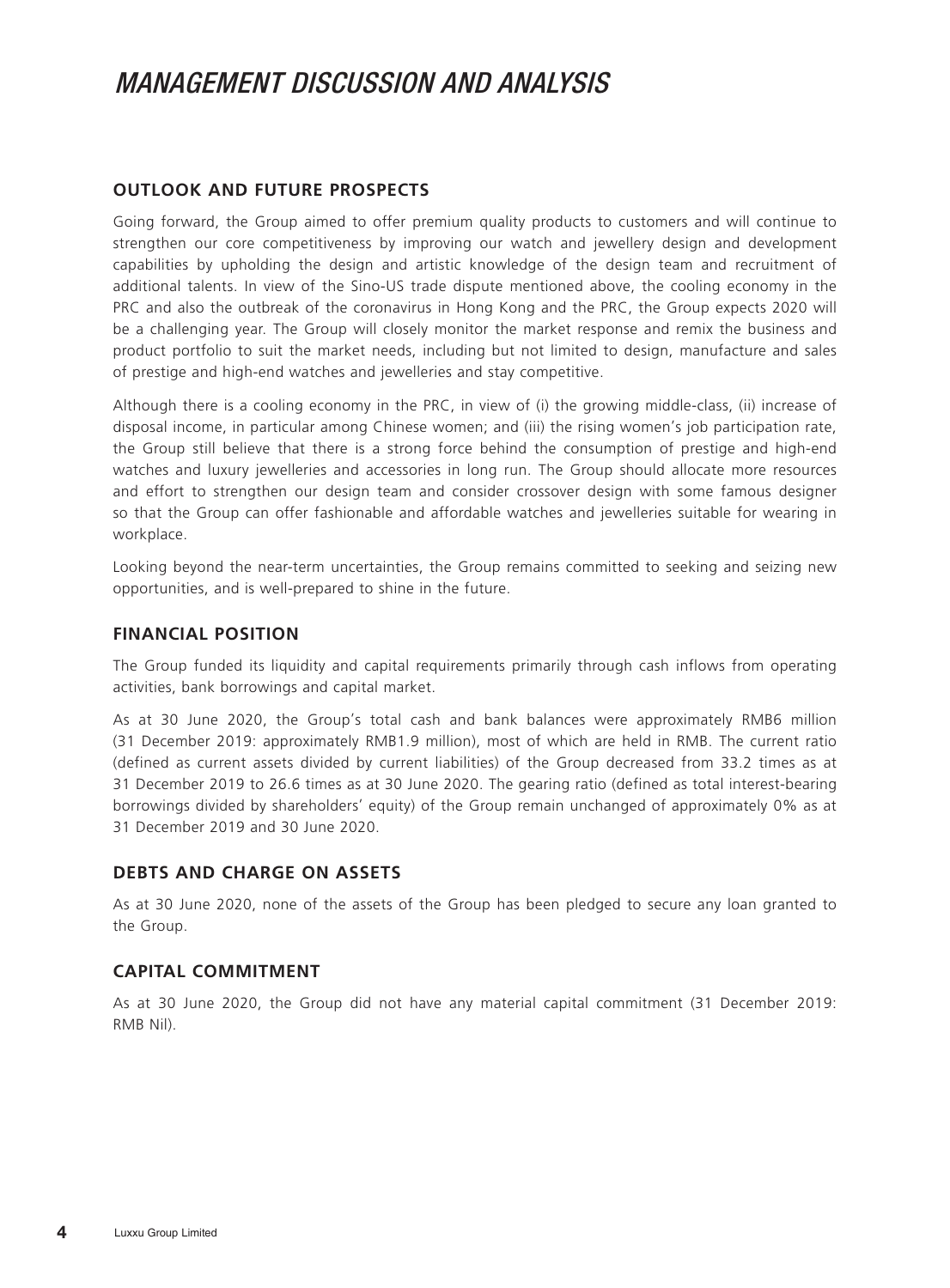# MANAGEMENT DISCUSSION AND ANALYSIS

## OUTLOOK AND FUTURE PROSPECTS

Going forward, the Group aimed to offer premium quality products to customers and will continue to strengthen our core competitiveness by improving our watch and jewellery design and development capabilities by upholding the design and artistic knowledge of the design team and recruitment of additional talents. In view of the Sino-US trade dispute mentioned above, the cooling economy in the PRC and also the outbreak of the coronavirus in Hong Kong and the PRC, the Group expects 2020 will be a challenging year. The Group will closely monitor the market response and remix the business and product portfolio to suit the market needs, including but not limited to design, manufacture and sales of prestige and high-end watches and jewelleries and stay competitive.

Although there is a cooling economy in the PRC, in view of (i) the growing middle-class, (ii) increase of disposal income, in particular among Chinese women; and (iii) the rising women's job participation rate, the Group still believe that there is a strong force behind the consumption of prestige and high-end watches and luxury jewelleries and accessories in long run. The Group should allocate more resources and effort to strengthen our design team and consider crossover design with some famous designer so that the Group can offer fashionable and affordable watches and jewelleries suitable for wearing in workplace.

Looking beyond the near-term uncertainties, the Group remains committed to seeking and seizing new opportunities, and is well-prepared to shine in the future.

## FINANCIAL POSITION

The Group funded its liquidity and capital requirements primarily through cash inflows from operating activities, bank borrowings and capital market.

As at 30 June 2020, the Group's total cash and bank balances were approximately RMB6 million (31 December 2019: approximately RMB1.9 million), most of which are held in RMB. The current ratio (defined as current assets divided by current liabilities) of the Group decreased from 33.2 times as at 31 December 2019 to 26.6 times as at 30 June 2020. The gearing ratio (defined as total interest-bearing borrowings divided by shareholders' equity) of the Group remain unchanged of approximately 0% as at 31 December 2019 and 30 June 2020.

## DEBTS AND CHARGE ON ASSETS

As at 30 June 2020, none of the assets of the Group has been pledged to secure any loan granted to the Group.

## CAPITAL COMMITMENT

As at 30 June 2020, the Group did not have any material capital commitment (31 December 2019: RMB Nil).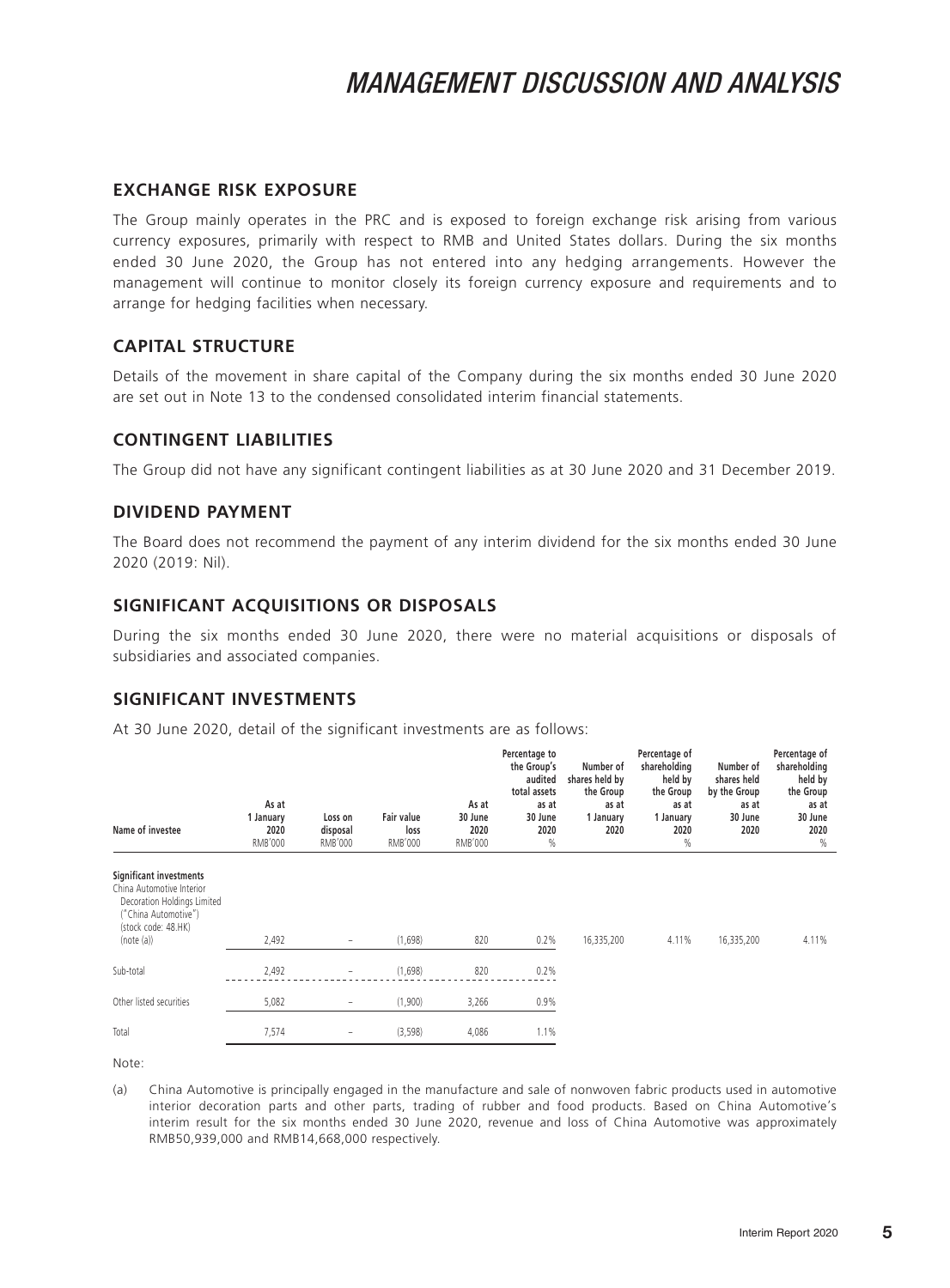# MANAGEMENT DISCUSSION AND ANALYSIS

## EXCHANGE RISK EXPOSURE

The Group mainly operates in the PRC and is exposed to foreign exchange risk arising from various currency exposures, primarily with respect to RMB and United States dollars. During the six months ended 30 June 2020, the Group has not entered into any hedging arrangements. However the management will continue to monitor closely its foreign currency exposure and requirements and to arrange for hedging facilities when necessary.

## CAPITAL STRUCTURE

Details of the movement in share capital of the Company during the six months ended 30 June 2020 are set out in Note 13 to the condensed consolidated interim financial statements.

## CONTINGENT LIABILITIES

The Group did not have any significant contingent liabilities as at 30 June 2020 and 31 December 2019.

## DIVIDEND PAYMENT

The Board does not recommend the payment of any interim dividend for the six months ended 30 June 2020 (2019: Nil).

## SIGNIFICANT ACQUISITIONS OR DISPOSALS

During the six months ended 30 June 2020, there were no material acquisitions or disposals of subsidiaries and associated companies.

## SIGNIFICANT INVESTMENTS

At 30 June 2020, detail of the significant investments are as follows:

| Name of investee | As at 1 January 2020 RMB'000 | Loss on disposal RMB'000 | Fair value loss RMB'000 | As at 30 June 2020 RMB'000 | Percentage to the Group's audited total assets as at 30 June 2020 % | Number of shares held by the Group as at 1 January 2020 | Percentage of shareholding held by the Group as at 1 January 2020 % | Number of shares held by the Group as at 30 June 2020 | Percentage of shareholding held by the Group as at 30 June 2020 % |
|---|---|---|---|---|---|---|---|---|---|
| **Significant investments** | | | | | | | | | |
| China Automotive Interior Decoration Holdings Limited ("China Automotive") (stock code: 48.HK) (note (a)) | 2,492 | – | (1,698) | 820 | 0.2% | 16,335,200 | 4.11% | 16,335,200 | 4.11% |
| Sub-total | 2,492 | – | (1,698) | 820 | 0.2% | | | | |
| Other listed securities | 5,082 | – | (1,900) | 3,266 | 0.9% | | | | |
| Total | 7,574 | – | (3,598) | 4,086 | 1.1% | | | | |

Note:

(a) China Automotive is principally engaged in the manufacture and sale of nonwoven fabric products used in automotive interior decoration parts and other parts, trading of rubber and food products. Based on China Automotive's interim result for the six months ended 30 June 2020, revenue and loss of China Automotive was approximately RMB50,939,000 and RMB14,668,000 respectively.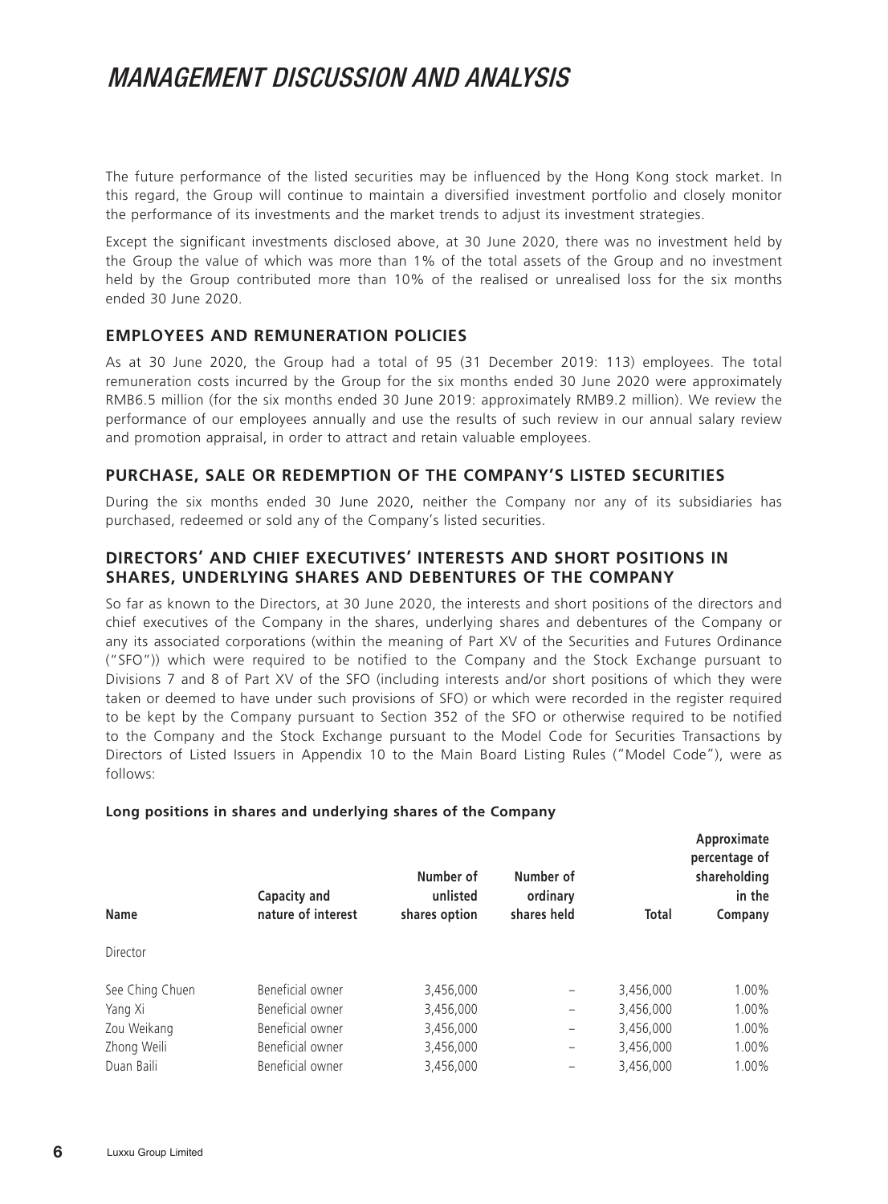# MANAGEMENT DISCUSSION AND ANALYSIS

The future performance of the listed securities may be influenced by the Hong Kong stock market. In this regard, the Group will continue to maintain a diversified investment portfolio and closely monitor the performance of its investments and the market trends to adjust its investment strategies.

Except the significant investments disclosed above, at 30 June 2020, there was no investment held by the Group the value of which was more than 1% of the total assets of the Group and no investment held by the Group contributed more than 10% of the realised or unrealised loss for the six months ended 30 June 2020.

## EMPLOYEES AND REMUNERATION POLICIES

As at 30 June 2020, the Group had a total of 95 (31 December 2019: 113) employees. The total remuneration costs incurred by the Group for the six months ended 30 June 2020 were approximately RMB6.5 million (for the six months ended 30 June 2019: approximately RMB9.2 million). We review the performance of our employees annually and use the results of such review in our annual salary review and promotion appraisal, in order to attract and retain valuable employees.

## PURCHASE, SALE OR REDEMPTION OF THE COMPANY'S LISTED SECURITIES

During the six months ended 30 June 2020, neither the Company nor any of its subsidiaries has purchased, redeemed or sold any of the Company's listed securities.

## DIRECTORS' AND CHIEF EXECUTIVES' INTERESTS AND SHORT POSITIONS IN SHARES, UNDERLYING SHARES AND DEBENTURES OF THE COMPANY

So far as known to the Directors, at 30 June 2020, the interests and short positions of the directors and chief executives of the Company in the shares, underlying shares and debentures of the Company or any its associated corporations (within the meaning of Part XV of the Securities and Futures Ordinance ("SFO")) which were required to be notified to the Company and the Stock Exchange pursuant to Divisions 7 and 8 of Part XV of the SFO (including interests and/or short positions of which they were taken or deemed to have under such provisions of SFO) or which were recorded in the register required to be kept by the Company pursuant to Section 352 of the SFO or otherwise required to be notified to the Company and the Stock Exchange pursuant to the Model Code for Securities Transactions by Directors of Listed Issuers in Appendix 10 to the Main Board Listing Rules ("Model Code"), were as follows:

**Long positions in shares and underlying shares of the Company**

| Name | Capacity and nature of interest | Number of unlisted shares option | Number of ordinary shares held | Total | Approximate percentage of shareholding in the Company |
|---|---|---|---|---|---|
| Director | | | | | |
| See Ching Chuen | Beneficial owner | 3,456,000 | – | 3,456,000 | 1.00% |
| Yang Xi | Beneficial owner | 3,456,000 | – | 3,456,000 | 1.00% |
| Zou Weikang | Beneficial owner | 3,456,000 | – | 3,456,000 | 1.00% |
| Zhong Weili | Beneficial owner | 3,456,000 | – | 3,456,000 | 1.00% |
| Duan Baili | Beneficial owner | 3,456,000 | – | 3,456,000 | 1.00% |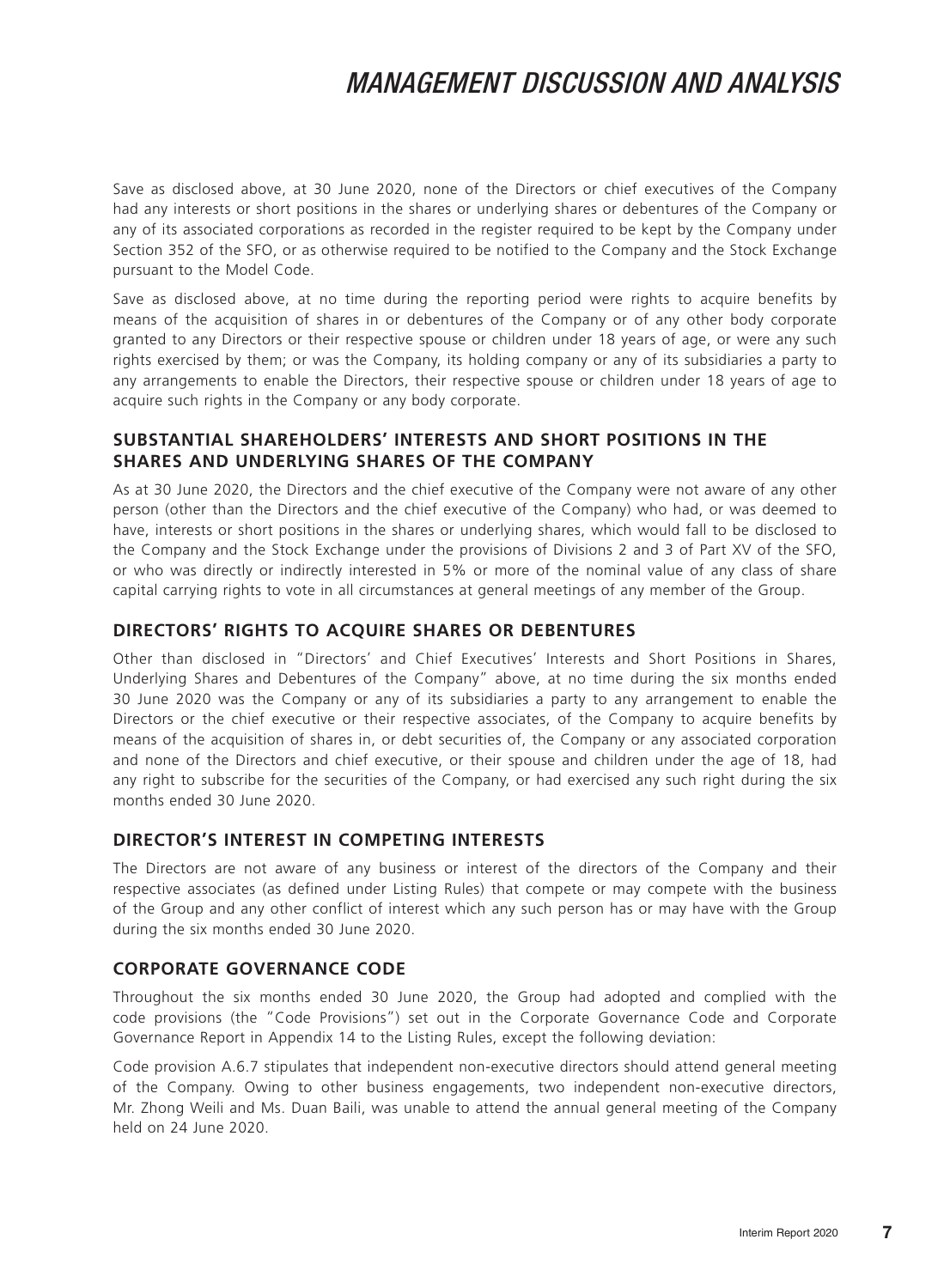Save as disclosed above, at 30 June 2020, none of the Directors or chief executives of the Company had any interests or short positions in the shares or underlying shares or debentures of the Company or any of its associated corporations as recorded in the register required to be kept by the Company under Section 352 of the SFO, or as otherwise required to be notified to the Company and the Stock Exchange pursuant to the Model Code.

Save as disclosed above, at no time during the reporting period were rights to acquire benefits by means of the acquisition of shares in or debentures of the Company or of any other body corporate granted to any Directors or their respective spouse or children under 18 years of age, or were any such rights exercised by them; or was the Company, its holding company or any of its subsidiaries a party to any arrangements to enable the Directors, their respective spouse or children under 18 years of age to acquire such rights in the Company or any body corporate.

## SUBSTANTIAL SHAREHOLDERS' INTERESTS AND SHORT POSITIONS IN THE SHARES AND UNDERLYING SHARES OF THE COMPANY

As at 30 June 2020, the Directors and the chief executive of the Company were not aware of any other person (other than the Directors and the chief executive of the Company) who had, or was deemed to have, interests or short positions in the shares or underlying shares, which would fall to be disclosed to the Company and the Stock Exchange under the provisions of Divisions 2 and 3 of Part XV of the SFO, or who was directly or indirectly interested in 5% or more of the nominal value of any class of share capital carrying rights to vote in all circumstances at general meetings of any member of the Group.

## DIRECTORS' RIGHTS TO ACQUIRE SHARES OR DEBENTURES

Other than disclosed in "Directors' and Chief Executives' Interests and Short Positions in Shares, Underlying Shares and Debentures of the Company" above, at no time during the six months ended 30 June 2020 was the Company or any of its subsidiaries a party to any arrangement to enable the Directors or the chief executive or their respective associates, of the Company to acquire benefits by means of the acquisition of shares in, or debt securities of, the Company or any associated corporation and none of the Directors and chief executive, or their spouse and children under the age of 18, had any right to subscribe for the securities of the Company, or had exercised any such right during the six months ended 30 June 2020.

## DIRECTOR'S INTEREST IN COMPETING INTERESTS

The Directors are not aware of any business or interest of the directors of the Company and their respective associates (as defined under Listing Rules) that compete or may compete with the business of the Group and any other conflict of interest which any such person has or may have with the Group during the six months ended 30 June 2020.

## CORPORATE GOVERNANCE CODE

Throughout the six months ended 30 June 2020, the Group had adopted and complied with the code provisions (the "Code Provisions") set out in the Corporate Governance Code and Corporate Governance Report in Appendix 14 to the Listing Rules, except the following deviation:

Code provision A.6.7 stipulates that independent non-executive directors should attend general meeting of the Company. Owing to other business engagements, two independent non-executive directors, Mr. Zhong Weili and Ms. Duan Baili, was unable to attend the annual general meeting of the Company held on 24 June 2020.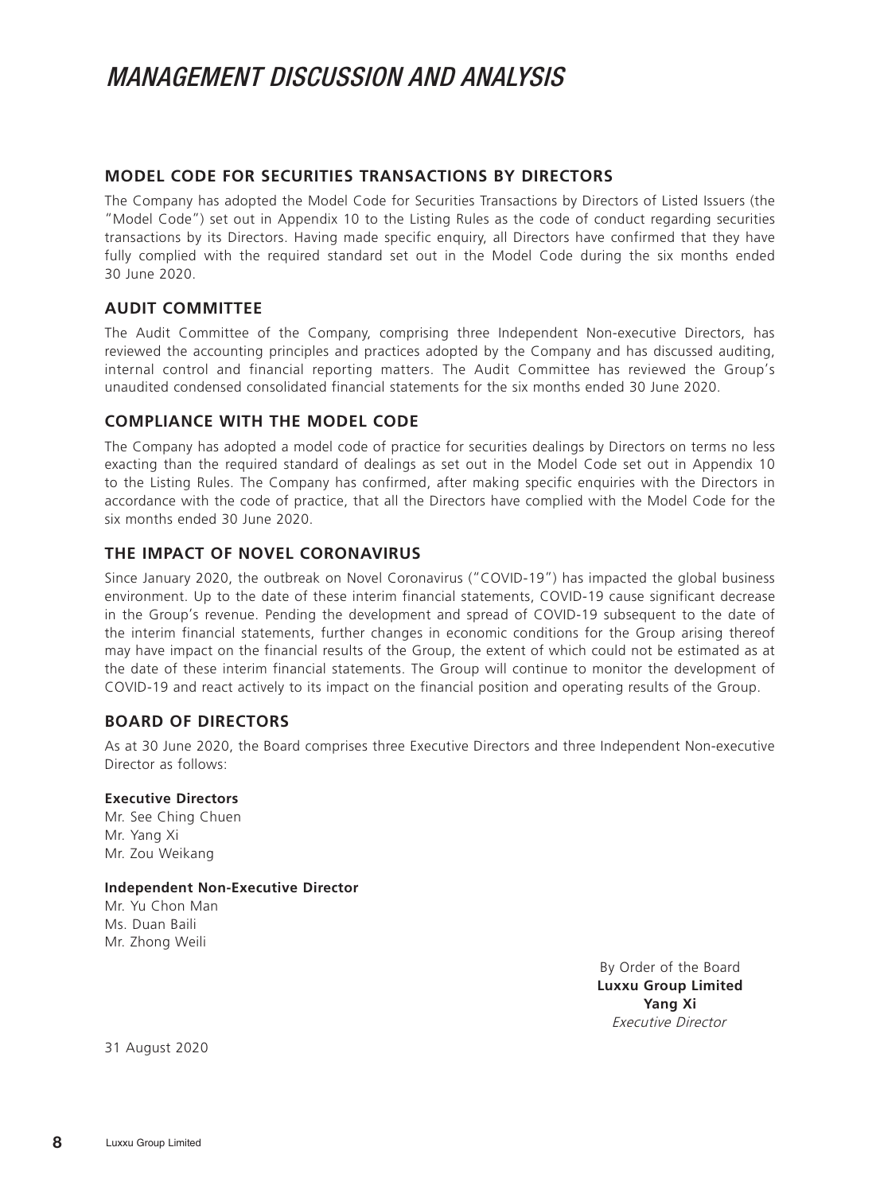# MANAGEMENT DISCUSSION AND ANALYSIS

## MODEL CODE FOR SECURITIES TRANSACTIONS BY DIRECTORS

The Company has adopted the Model Code for Securities Transactions by Directors of Listed Issuers (the "Model Code") set out in Appendix 10 to the Listing Rules as the code of conduct regarding securities transactions by its Directors. Having made specific enquiry, all Directors have confirmed that they have fully complied with the required standard set out in the Model Code during the six months ended 30 June 2020.

## AUDIT COMMITTEE

The Audit Committee of the Company, comprising three Independent Non-executive Directors, has reviewed the accounting principles and practices adopted by the Company and has discussed auditing, internal control and financial reporting matters. The Audit Committee has reviewed the Group's unaudited condensed consolidated financial statements for the six months ended 30 June 2020.

## COMPLIANCE WITH THE MODEL CODE

The Company has adopted a model code of practice for securities dealings by Directors on terms no less exacting than the required standard of dealings as set out in the Model Code set out in Appendix 10 to the Listing Rules. The Company has confirmed, after making specific enquiries with the Directors in accordance with the code of practice, that all the Directors have complied with the Model Code for the six months ended 30 June 2020.

## THE IMPACT OF NOVEL CORONAVIRUS

Since January 2020, the outbreak on Novel Coronavirus ("COVID-19") has impacted the global business environment. Up to the date of these interim financial statements, COVID-19 cause significant decrease in the Group's revenue. Pending the development and spread of COVID-19 subsequent to the date of the interim financial statements, further changes in economic conditions for the Group arising thereof may have impact on the financial results of the Group, the extent of which could not be estimated as at the date of these interim financial statements. The Group will continue to monitor the development of COVID-19 and react actively to its impact on the financial position and operating results of the Group.

## BOARD OF DIRECTORS

As at 30 June 2020, the Board comprises three Executive Directors and three Independent Non-executive Director as follows:

**Executive Directors**

Mr. See Ching Chuen
Mr. Yang Xi
Mr. Zou Weikang

**Independent Non-Executive Director**

Mr. Yu Chon Man
Ms. Duan Baili
Mr. Zhong Weili

By Order of the Board
**Luxxu Group Limited**
**Yang Xi**
*Executive Director*

31 August 2020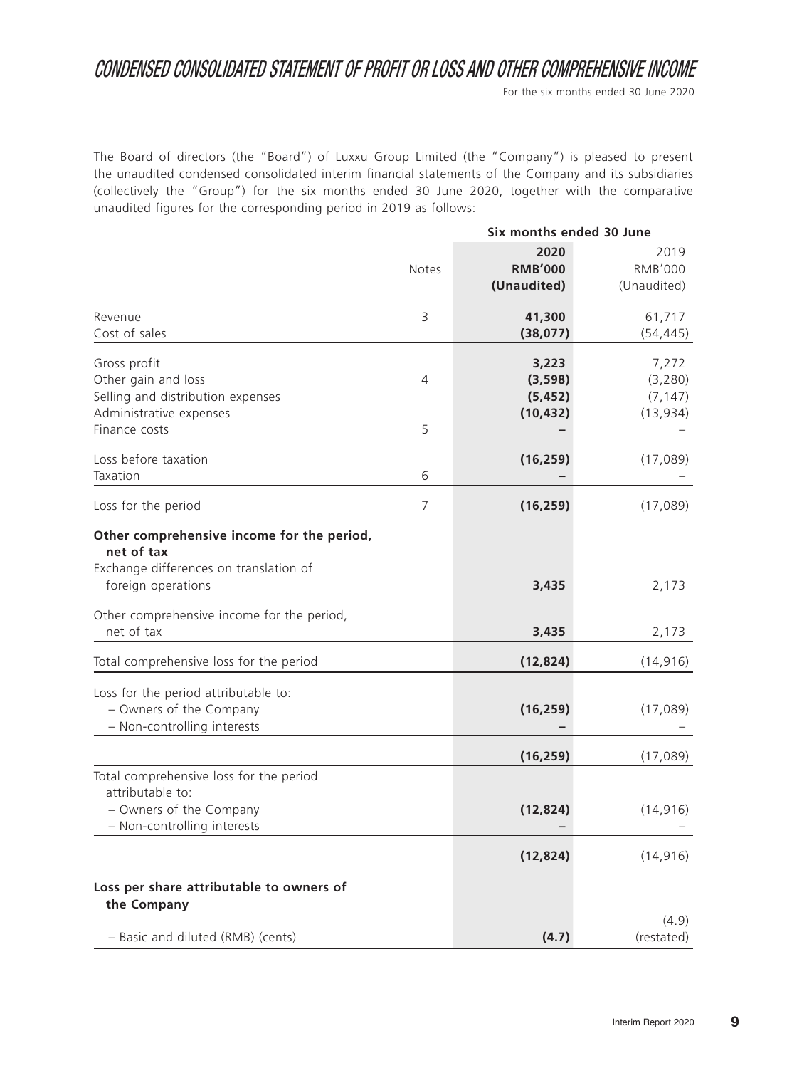# CONDENSED CONSOLIDATED STATEMENT OF PROFIT OR LOSS AND OTHER COMPREHENSIVE INCOME

For the six months ended 30 June 2020

The Board of directors (the "Board") of Luxxu Group Limited (the "Company") is pleased to present the unaudited condensed consolidated interim financial statements of the Company and its subsidiaries (collectively the "Group") for the six months ended 30 June 2020, together with the comparative unaudited figures for the corresponding period in 2019 as follows:

| | Notes | Six months ended 30 June | |
|---|---|---|---|
| | | **2020** | 2019 |
| | | **RMB'000** | RMB'000 |
| | | **(Unaudited)** | (Unaudited) |
| Revenue | 3 | **41,300** | 61,717 |
| Cost of sales | | **(38,077)** | (54,445) |
| Gross profit | | **3,223** | 7,272 |
| Other gain and loss | 4 | **(3,598)** | (3,280) |
| Selling and distribution expenses | | **(5,452)** | (7,147) |
| Administrative expenses | | **(10,432)** | (13,934) |
| Finance costs | 5 | **–** | – |
| Loss before taxation | | **(16,259)** | (17,089) |
| Taxation | 6 | **–** | – |
| Loss for the period | 7 | **(16,259)** | (17,089) |
| **Other comprehensive income for the period, net of tax** | | | |
| Exchange differences on translation of foreign operations | | **3,435** | 2,173 |
| Other comprehensive income for the period, net of tax | | **3,435** | 2,173 |
| Total comprehensive loss for the period | | **(12,824)** | (14,916) |
| Loss for the period attributable to: | | | |
| – Owners of the Company | | **(16,259)** | (17,089) |
| – Non-controlling interests | | **–** | – |
| | | **(16,259)** | (17,089) |
| Total comprehensive loss for the period attributable to: | | | |
| – Owners of the Company | | **(12,824)** | (14,916) |
| – Non-controlling interests | | **–** | – |
| | | **(12,824)** | (14,916) |
| **Loss per share attributable to owners of the Company** | | | |
| – Basic and diluted (RMB) (cents) | | **(4.7)** | (4.9) (restated) |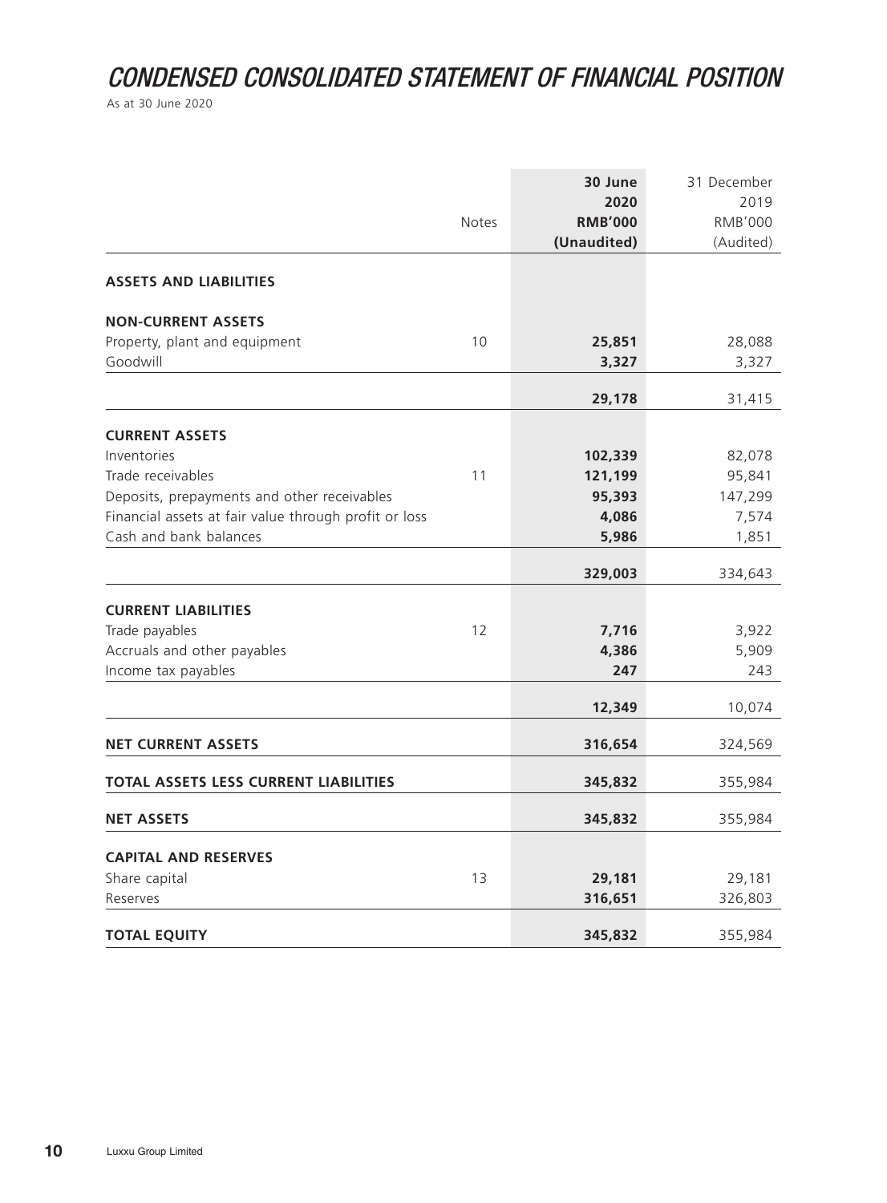# CONDENSED CONSOLIDATED STATEMENT OF FINANCIAL POSITION

As at 30 June 2020

| | Notes | 30 June 2020 RMB'000 (Unaudited) | 31 December 2019 RMB'000 (Audited) |
|---|---|---|---|
| **ASSETS AND LIABILITIES** | | | |
| **NON-CURRENT ASSETS** | | | |
| Property, plant and equipment | 10 | **25,851** | 28,088 |
| Goodwill | | **3,327** | 3,327 |
| | | **29,178** | 31,415 |
| **CURRENT ASSETS** | | | |
| Inventories | | **102,339** | 82,078 |
| Trade receivables | 11 | **121,199** | 95,841 |
| Deposits, prepayments and other receivables | | **95,393** | 147,299 |
| Financial assets at fair value through profit or loss | | **4,086** | 7,574 |
| Cash and bank balances | | **5,986** | 1,851 |
| | | **329,003** | 334,643 |
| **CURRENT LIABILITIES** | | | |
| Trade payables | 12 | **7,716** | 3,922 |
| Accruals and other payables | | **4,386** | 5,909 |
| Income tax payables | | **247** | 243 |
| | | **12,349** | 10,074 |
| **NET CURRENT ASSETS** | | **316,654** | 324,569 |
| **TOTAL ASSETS LESS CURRENT LIABILITIES** | | **345,832** | 355,984 |
| **NET ASSETS** | | **345,832** | 355,984 |
| **CAPITAL AND RESERVES** | | | |
| Share capital | 13 | **29,181** | 29,181 |
| Reserves | | **316,651** | 326,803 |
| **TOTAL EQUITY** | | **345,832** | 355,984 |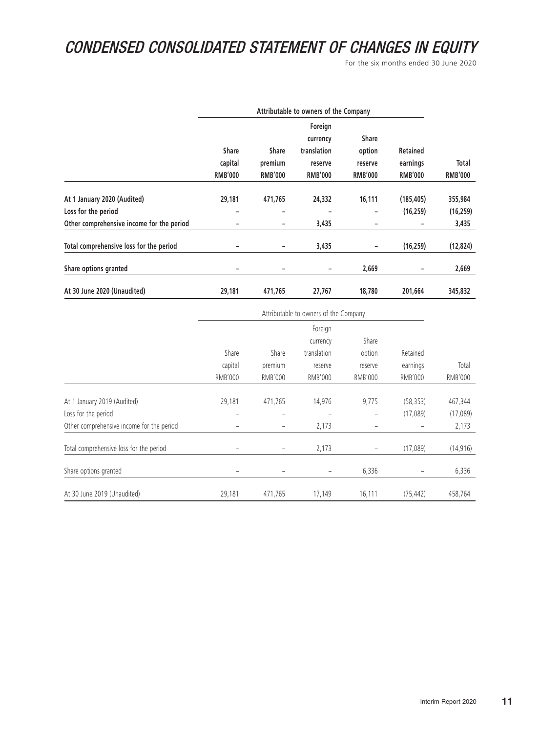// CONDENSED CONSOLIDATED STATEMENT OF CHANGES IN EQUITY

For the six months ended 30 June 2020

| | Attributable to owners of the Company | | | | | |
|---|---|---|---|---|---|---|
| | Share capital RMB'000 | Share premium RMB'000 | Foreign currency translation reserve RMB'000 | Share option reserve RMB'000 | Retained earnings RMB'000 | Total RMB'000 |
| **At 1 January 2020 (Audited)** | **29,181** | **471,765** | **24,332** | **16,111** | **(185,405)** | **355,984** |
| **Loss for the period** | **–** | **–** | **–** | **–** | **(16,259)** | **(16,259)** |
| **Other comprehensive income for the period** | **–** | **–** | **3,435** | **–** | **–** | **3,435** |
| **Total comprehensive loss for the period** | **–** | **–** | **3,435** | **–** | **(16,259)** | **(12,824)** |
| **Share options granted** | **–** | **–** | **–** | **2,669** | **–** | **2,669** |
| **At 30 June 2020 (Unaudited)** | **29,181** | **471,765** | **27,767** | **18,780** | **201,664** | **345,832** |

| | Attributable to owners of the Company | | | | | |
|---|---|---|---|---|---|---|
| | Share capital RMB'000 | Share premium RMB'000 | Foreign currency translation reserve RMB'000 | Share option reserve RMB'000 | Retained earnings RMB'000 | Total RMB'000 |
| At 1 January 2019 (Audited) | 29,181 | 471,765 | 14,976 | 9,775 | (58,353) | 467,344 |
| Loss for the period | – | – | – | – | (17,089) | (17,089) |
| Other comprehensive income for the period | – | – | 2,173 | – | – | 2,173 |
| Total comprehensive loss for the period | – | – | 2,173 | – | (17,089) | (14,916) |
| Share options granted | – | – | – | 6,336 | – | 6,336 |
| At 30 June 2019 (Unaudited) | 29,181 | 471,765 | 17,149 | 16,111 | (75,442) | 458,764 |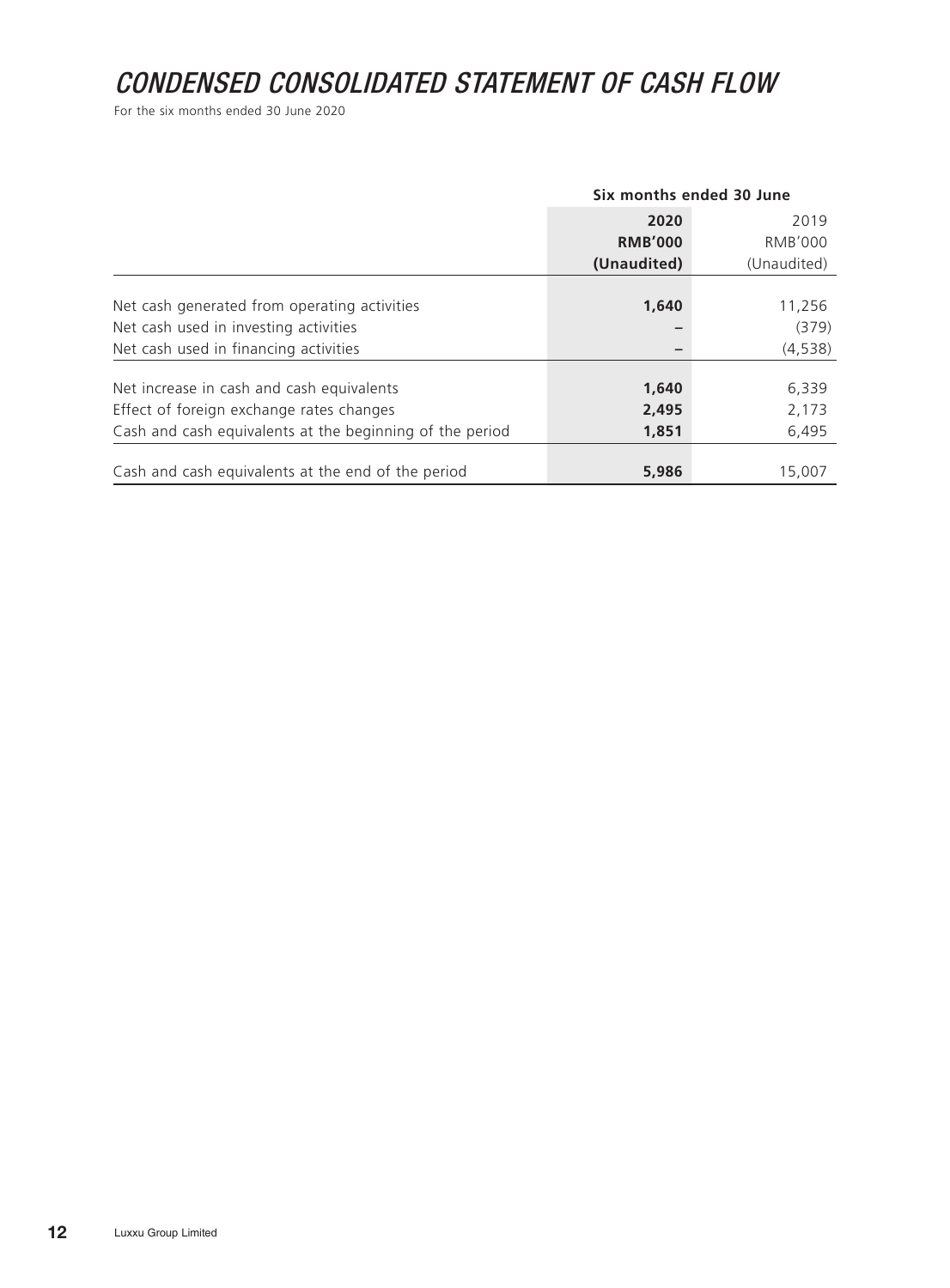# *CONDENSED CONSOLIDATED STATEMENT OF CASH FLOW*

For the six months ended 30 June 2020

| | Six months ended 30 June | |
|---|---|---|
| | **2020** | 2019 |
| | **RMB'000** | RMB'000 |
| | **(Unaudited)** | (Unaudited) |
| Net cash generated from operating activities | **1,640** | 11,256 |
| Net cash used in investing activities | **–** | (379) |
| Net cash used in financing activities | **–** | (4,538) |
| Net increase in cash and cash equivalents | **1,640** | 6,339 |
| Effect of foreign exchange rates changes | **2,495** | 2,173 |
| Cash and cash equivalents at the beginning of the period | **1,851** | 6,495 |
| Cash and cash equivalents at the end of the period | **5,986** | 15,007 |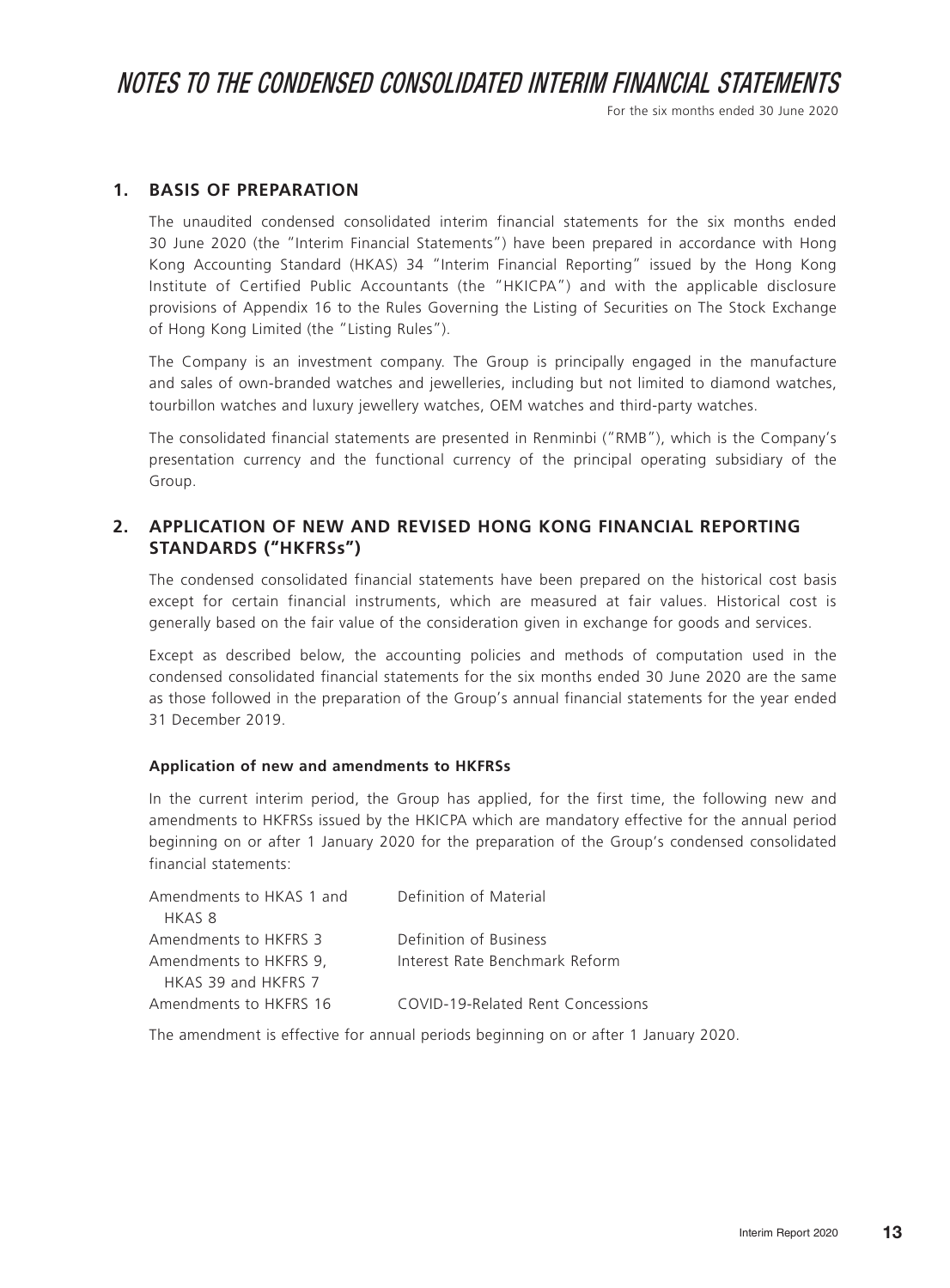# NOTES TO THE CONDENSED CONSOLIDATED INTERIM FINANCIAL STATEMENTS

For the six months ended 30 June 2020

## 1. BASIS OF PREPARATION

The unaudited condensed consolidated interim financial statements for the six months ended 30 June 2020 (the "Interim Financial Statements") have been prepared in accordance with Hong Kong Accounting Standard (HKAS) 34 "Interim Financial Reporting" issued by the Hong Kong Institute of Certified Public Accountants (the "HKICPA") and with the applicable disclosure provisions of Appendix 16 to the Rules Governing the Listing of Securities on The Stock Exchange of Hong Kong Limited (the "Listing Rules").

The Company is an investment company. The Group is principally engaged in the manufacture and sales of own-branded watches and jewelleries, including but not limited to diamond watches, tourbillon watches and luxury jewellery watches, OEM watches and third-party watches.

The consolidated financial statements are presented in Renminbi ("RMB"), which is the Company's presentation currency and the functional currency of the principal operating subsidiary of the Group.

## 2. APPLICATION OF NEW AND REVISED HONG KONG FINANCIAL REPORTING STANDARDS ("HKFRSs")

The condensed consolidated financial statements have been prepared on the historical cost basis except for certain financial instruments, which are measured at fair values. Historical cost is generally based on the fair value of the consideration given in exchange for goods and services.

Except as described below, the accounting policies and methods of computation used in the condensed consolidated financial statements for the six months ended 30 June 2020 are the same as those followed in the preparation of the Group's annual financial statements for the year ended 31 December 2019.

**Application of new and amendments to HKFRSs**

In the current interim period, the Group has applied, for the first time, the following new and amendments to HKFRSs issued by the HKICPA which are mandatory effective for the annual period beginning on or after 1 January 2020 for the preparation of the Group's condensed consolidated financial statements:

| | |
|---|---|
| Amendments to HKAS 1 and HKAS 8 | Definition of Material |
| Amendments to HKFRS 3 | Definition of Business |
| Amendments to HKFRS 9, HKAS 39 and HKFRS 7 | Interest Rate Benchmark Reform |
| Amendments to HKFRS 16 | COVID-19-Related Rent Concessions |

The amendment is effective for annual periods beginning on or after 1 January 2020.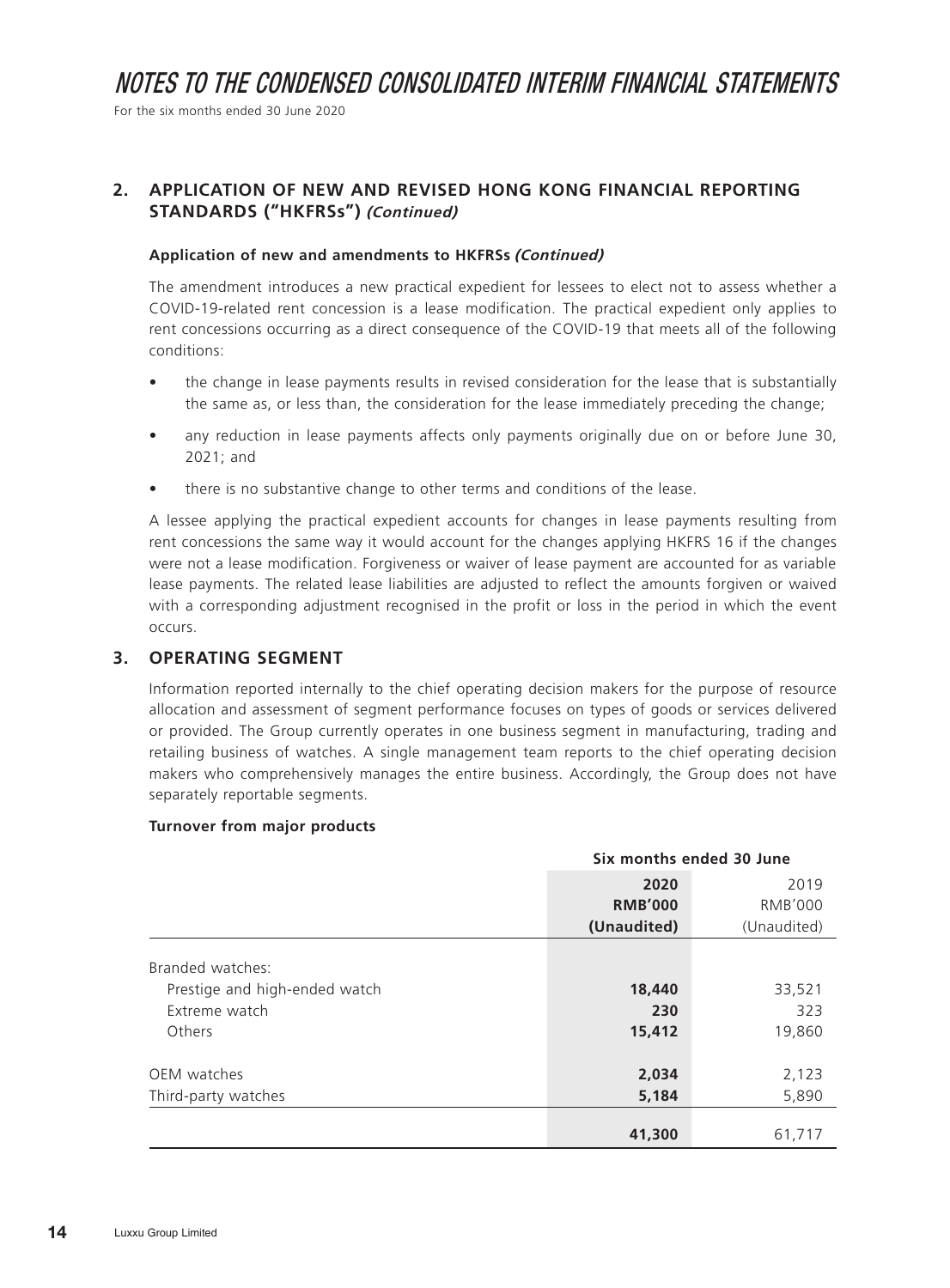## 2. APPLICATION OF NEW AND REVISED HONG KONG FINANCIAL REPORTING STANDARDS ("HKFRSs") *(Continued)*

### Application of new and amendments to HKFRSs *(Continued)*

The amendment introduces a new practical expedient for lessees to elect not to assess whether a COVID-19-related rent concession is a lease modification. The practical expedient only applies to rent concessions occurring as a direct consequence of the COVID-19 that meets all of the following conditions:

- the change in lease payments results in revised consideration for the lease that is substantially the same as, or less than, the consideration for the lease immediately preceding the change;
- any reduction in lease payments affects only payments originally due on or before June 30, 2021; and
- there is no substantive change to other terms and conditions of the lease.

A lessee applying the practical expedient accounts for changes in lease payments resulting from rent concessions the same way it would account for the changes applying HKFRS 16 if the changes were not a lease modification. Forgiveness or waiver of lease payment are accounted for as variable lease payments. The related lease liabilities are adjusted to reflect the amounts forgiven or waived with a corresponding adjustment recognised in the profit or loss in the period in which the event occurs.

## 3. OPERATING SEGMENT

Information reported internally to the chief operating decision makers for the purpose of resource allocation and assessment of segment performance focuses on types of goods or services delivered or provided. The Group currently operates in one business segment in manufacturing, trading and retailing business of watches. A single management team reports to the chief operating decision makers who comprehensively manages the entire business. Accordingly, the Group does not have separately reportable segments.

### Turnover from major products

| | Six months ended 30 June | |
|---|---|---|
| | **2020** | 2019 |
| | **RMB'000** | RMB'000 |
| | **(Unaudited)** | (Unaudited) |
| Branded watches: | | |
| Prestige and high-ended watch | **18,440** | 33,521 |
| Extreme watch | **230** | 323 |
| Others | **15,412** | 19,860 |
| OEM watches | **2,034** | 2,123 |
| Third-party watches | **5,184** | 5,890 |
| | **41,300** | 61,717 |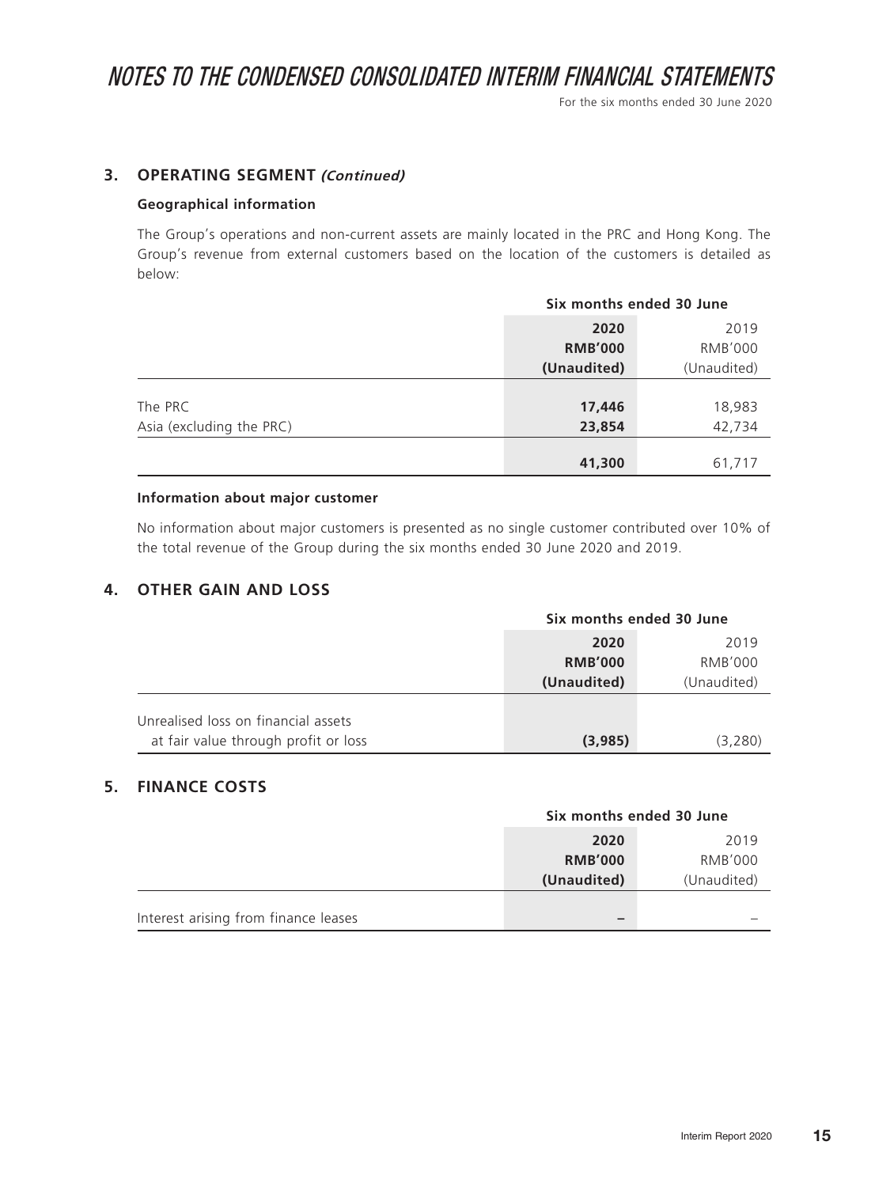# NOTES TO THE CONDENSED CONSOLIDATED INTERIM FINANCIAL STATEMENTS

For the six months ended 30 June 2020

## 3. OPERATING SEGMENT *(Continued)*

### Geographical information

The Group's operations and non-current assets are mainly located in the PRC and Hong Kong. The Group's revenue from external customers based on the location of the customers is detailed as below:

| | Six months ended 30 June | |
|---|---|---|
| | **2020** | 2019 |
| | **RMB'000** | RMB'000 |
| | **(Unaudited)** | (Unaudited) |
| The PRC | **17,446** | 18,983 |
| Asia (excluding the PRC) | **23,854** | 42,734 |
| | **41,300** | 61,717 |

### Information about major customer

No information about major customers is presented as no single customer contributed over 10% of the total revenue of the Group during the six months ended 30 June 2020 and 2019.

## 4. OTHER GAIN AND LOSS

| | Six months ended 30 June | |
|---|---|---|
| | **2020** | 2019 |
| | **RMB'000** | RMB'000 |
| | **(Unaudited)** | (Unaudited) |
| Unrealised loss on financial assets at fair value through profit or loss | **(3,985)** | (3,280) |

## 5. FINANCE COSTS

| | Six months ended 30 June | |
|---|---|---|
| | **2020** | 2019 |
| | **RMB'000** | RMB'000 |
| | **(Unaudited)** | (Unaudited) |
| Interest arising from finance leases | **–** | – |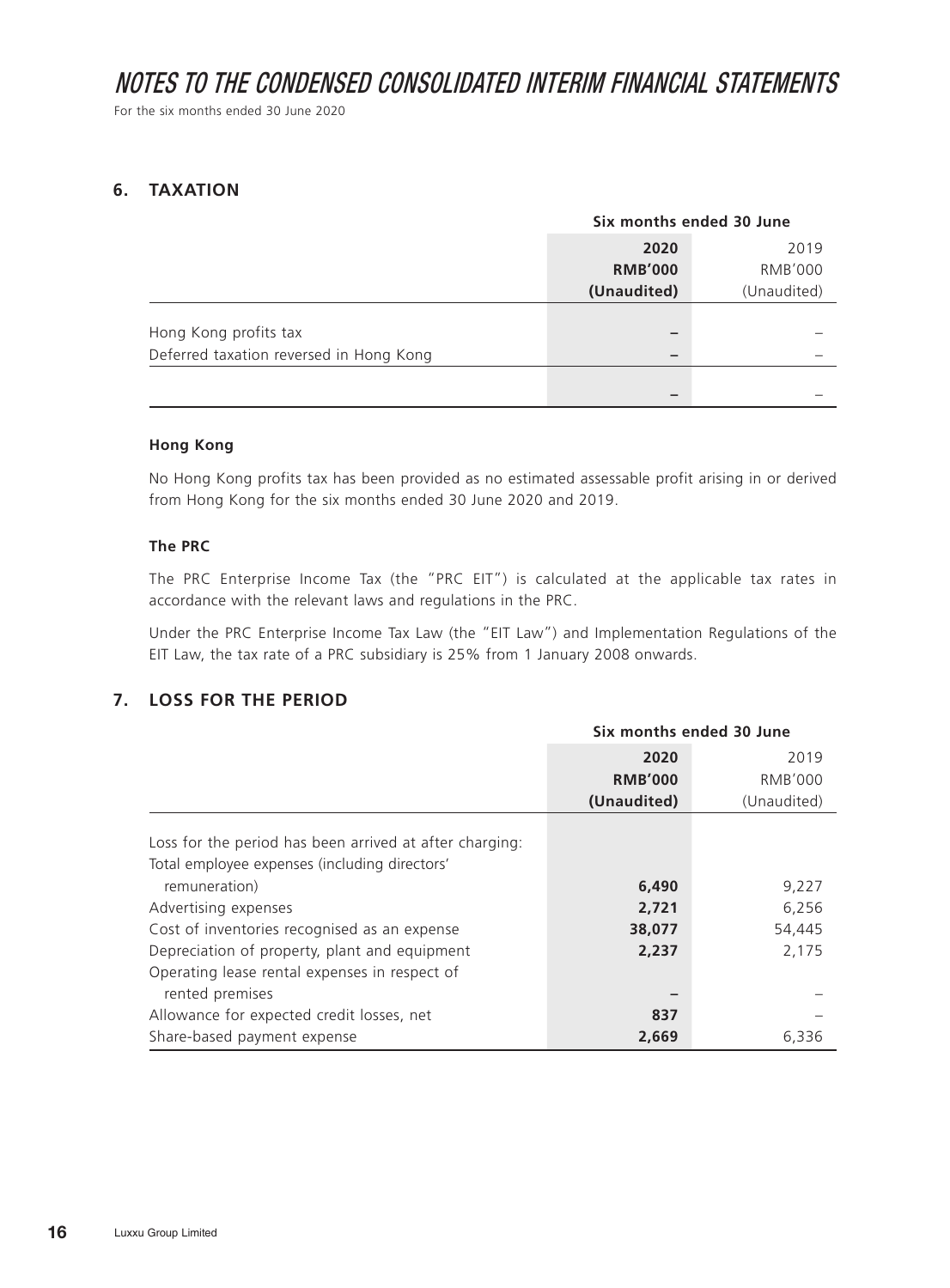# NOTES TO THE CONDENSED CONSOLIDATED INTERIM FINANCIAL STATEMENTS

For the six months ended 30 June 2020

## 6. TAXATION

| | Six months ended 30 June | |
|---|---|---|
| | **2020** | 2019 |
| | **RMB'000** | RMB'000 |
| | **(Unaudited)** | (Unaudited) |
| Hong Kong profits tax | **–** | – |
| Deferred taxation reversed in Hong Kong | **–** | – |
| | **–** | – |

**Hong Kong**

No Hong Kong profits tax has been provided as no estimated assessable profit arising in or derived from Hong Kong for the six months ended 30 June 2020 and 2019.

**The PRC**

The PRC Enterprise Income Tax (the "PRC EIT") is calculated at the applicable tax rates in accordance with the relevant laws and regulations in the PRC.

Under the PRC Enterprise Income Tax Law (the "EIT Law") and Implementation Regulations of the EIT Law, the tax rate of a PRC subsidiary is 25% from 1 January 2008 onwards.

## 7. LOSS FOR THE PERIOD

| | Six months ended 30 June | |
|---|---|---|
| | **2020** | 2019 |
| | **RMB'000** | RMB'000 |
| | **(Unaudited)** | (Unaudited) |
| Loss for the period has been arrived at after charging: | | |
| Total employee expenses (including directors' remuneration) | **6,490** | 9,227 |
| Advertising expenses | **2,721** | 6,256 |
| Cost of inventories recognised as an expense | **38,077** | 54,445 |
| Depreciation of property, plant and equipment | **2,237** | 2,175 |
| Operating lease rental expenses in respect of rented premises | **–** | – |
| Allowance for expected credit losses, net | **837** | – |
| Share-based payment expense | **2,669** | 6,336 |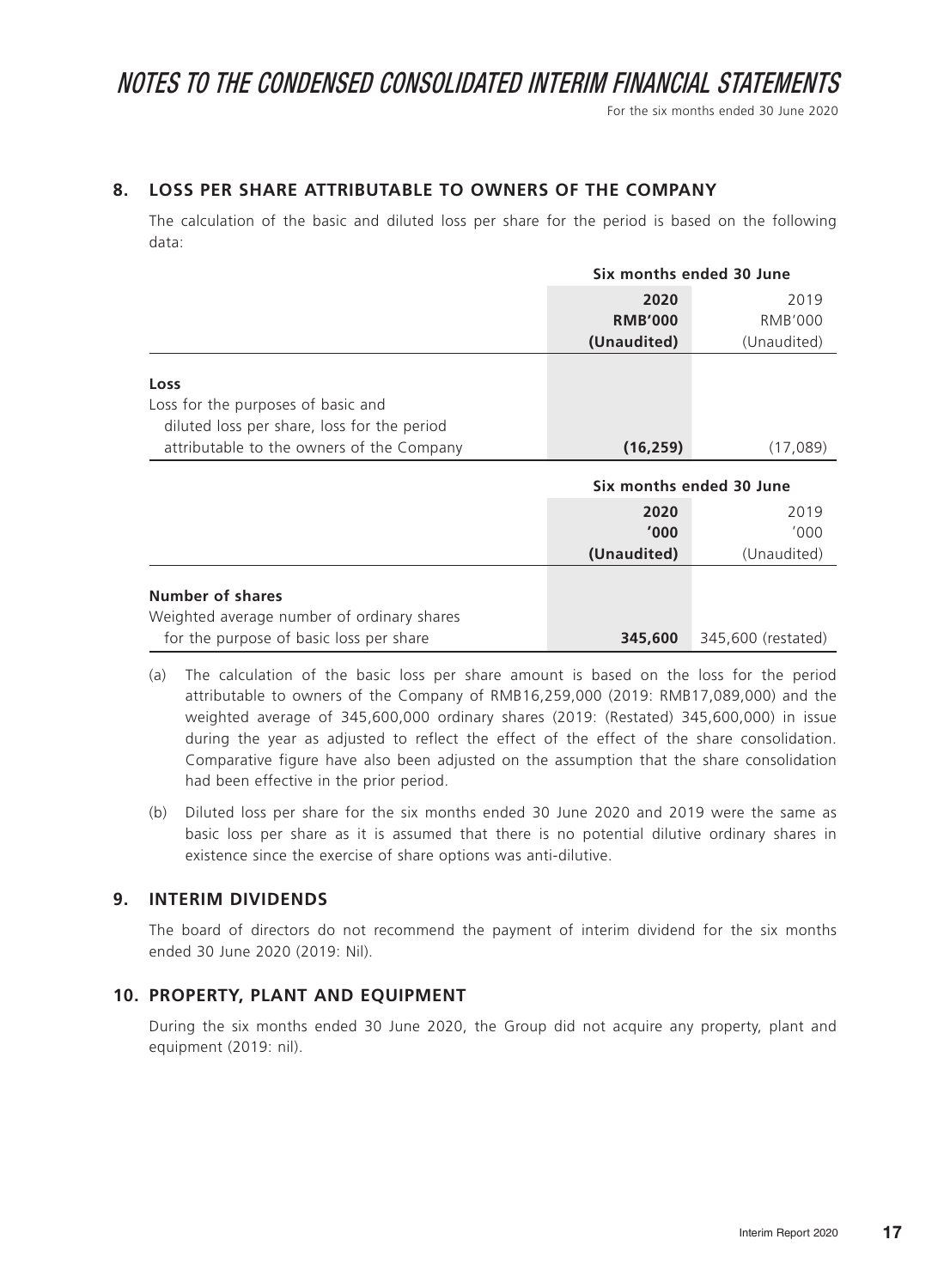# NOTES TO THE CONDENSED CONSOLIDATED INTERIM FINANCIAL STATEMENTS

For the six months ended 30 June 2020

## 8. LOSS PER SHARE ATTRIBUTABLE TO OWNERS OF THE COMPANY

The calculation of the basic and diluted loss per share for the period is based on the following data:

| | Six months ended 30 June | |
|---|---|---|
| | **2020** | 2019 |
| | **RMB'000** | RMB'000 |
| | **(Unaudited)** | (Unaudited) |
| **Loss** | | |
| Loss for the purposes of basic and diluted loss per share, loss for the period attributable to the owners of the Company | **(16,259)** | (17,089) |

| | Six months ended 30 June | |
|---|---|---|
| | **2020** | 2019 |
| | **'000** | '000 |
| | **(Unaudited)** | (Unaudited) |
| **Number of shares** | | |
| Weighted average number of ordinary shares for the purpose of basic loss per share | **345,600** | 345,600 (restated) |

(a) The calculation of the basic loss per share amount is based on the loss for the period attributable to owners of the Company of RMB16,259,000 (2019: RMB17,089,000) and the weighted average of 345,600,000 ordinary shares (2019: (Restated) 345,600,000) in issue during the year as adjusted to reflect the effect of the effect of the share consolidation. Comparative figure have also been adjusted on the assumption that the share consolidation had been effective in the prior period.

(b) Diluted loss per share for the six months ended 30 June 2020 and 2019 were the same as basic loss per share as it is assumed that there is no potential dilutive ordinary shares in existence since the exercise of share options was anti-dilutive.

## 9. INTERIM DIVIDENDS

The board of directors do not recommend the payment of interim dividend for the six months ended 30 June 2020 (2019: Nil).

## 10. PROPERTY, PLANT AND EQUIPMENT

During the six months ended 30 June 2020, the Group did not acquire any property, plant and equipment (2019: nil).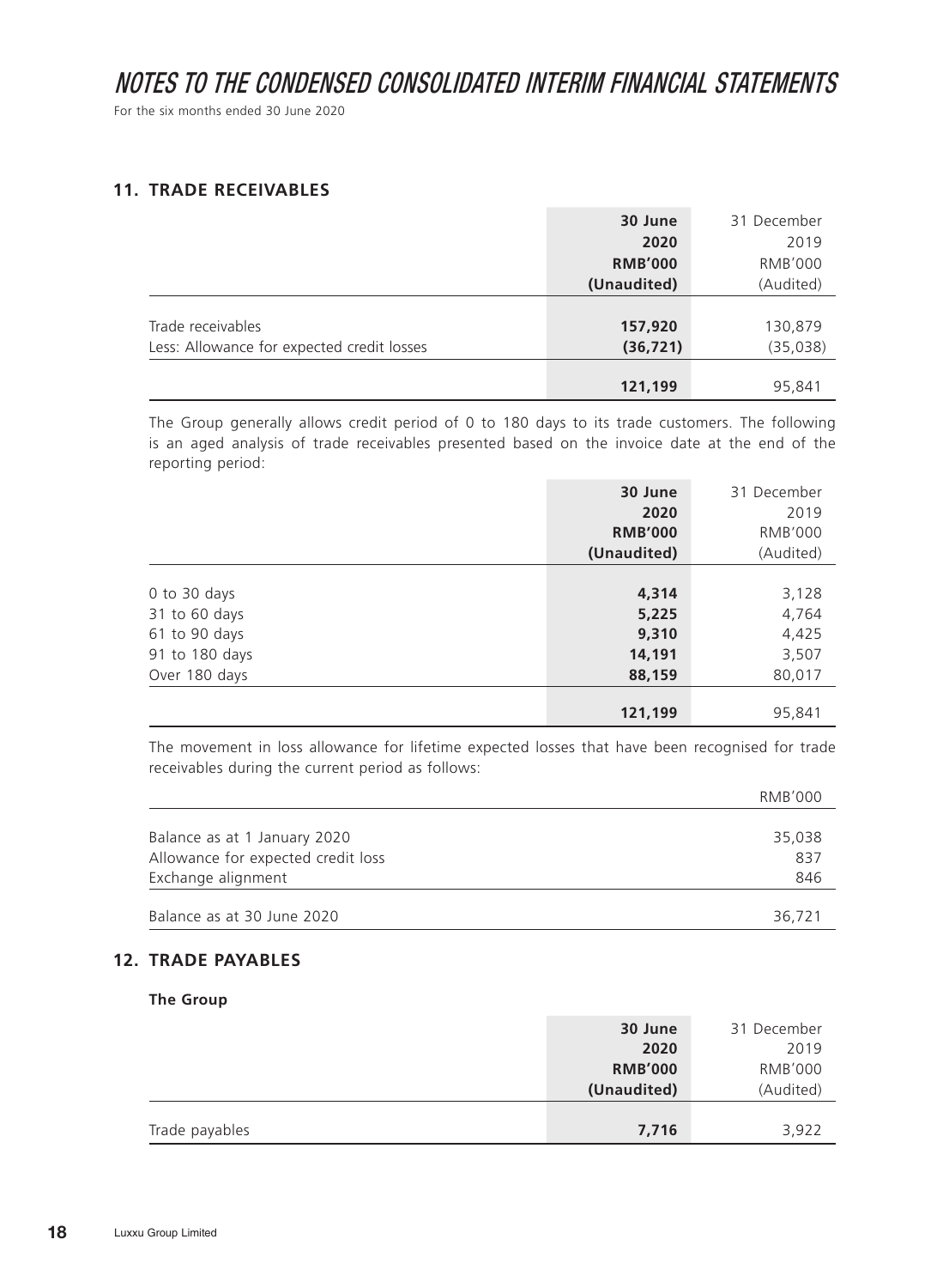## 11. TRADE RECEIVABLES

| | 30 June 2020 RMB'000 (Unaudited) | 31 December 2019 RMB'000 (Audited) |
|---|---|---|
| Trade receivables | **157,920** | 130,879 |
| Less: Allowance for expected credit losses | **(36,721)** | (35,038) |
| | **121,199** | 95,841 |

The Group generally allows credit period of 0 to 180 days to its trade customers. The following is an aged analysis of trade receivables presented based on the invoice date at the end of the reporting period:

| | 30 June 2020 RMB'000 (Unaudited) | 31 December 2019 RMB'000 (Audited) |
|---|---|---|
| 0 to 30 days | **4,314** | 3,128 |
| 31 to 60 days | **5,225** | 4,764 |
| 61 to 90 days | **9,310** | 4,425 |
| 91 to 180 days | **14,191** | 3,507 |
| Over 180 days | **88,159** | 80,017 |
| | **121,199** | 95,841 |

The movement in loss allowance for lifetime expected losses that have been recognised for trade receivables during the current period as follows:

| | RMB'000 |
|---|---|
| Balance as at 1 January 2020 | 35,038 |
| Allowance for expected credit loss | 837 |
| Exchange alignment | 846 |
| Balance as at 30 June 2020 | 36,721 |

## 12. TRADE PAYABLES

**The Group**

| | 30 June 2020 RMB'000 (Unaudited) | 31 December 2019 RMB'000 (Audited) |
|---|---|---|
| Trade payables | **7,716** | 3,922 |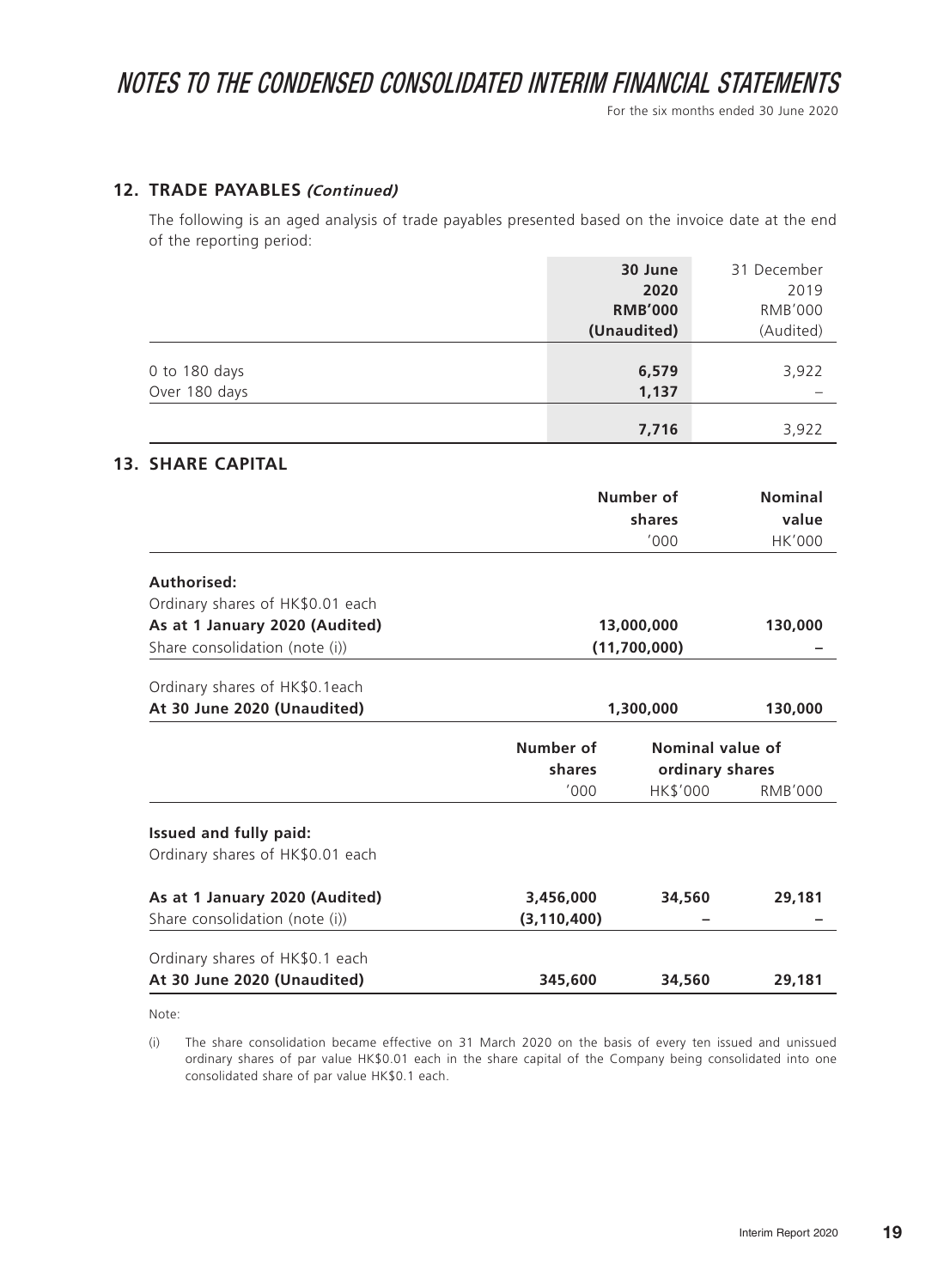## 12. TRADE PAYABLES *(Continued)*

The following is an aged analysis of trade payables presented based on the invoice date at the end of the reporting period:

| | 30 June 2020 RMB'000 (Unaudited) | 31 December 2019 RMB'000 (Audited) |
|---|---|---|
| 0 to 180 days | 6,579 | 3,922 |
| Over 180 days | 1,137 | – |
| | 7,716 | 3,922 |

## 13. SHARE CAPITAL

| | Number of shares '000 | Nominal value HK'000 |
|---|---|---|
| **Authorised:** | | |
| Ordinary shares of HK$0.01 each | | |
| **As at 1 January 2020 (Audited)** | **13,000,000** | **130,000** |
| Share consolidation (note (i)) | (11,700,000) | – |
| Ordinary shares of HK$0.1each | | |
| **At 30 June 2020 (Unaudited)** | **1,300,000** | **130,000** |

| | Number of shares | Nominal value of ordinary shares | |
|---|---|---|---|
| | '000 | HK$'000 | RMB'000 |
| **Issued and fully paid:** | | | |
| Ordinary shares of HK$0.01 each | | | |
| **As at 1 January 2020 (Audited)** | **3,456,000** | **34,560** | **29,181** |
| Share consolidation (note (i)) | (3,110,400) | – | – |
| Ordinary shares of HK$0.1 each | | | |
| **At 30 June 2020 (Unaudited)** | **345,600** | **34,560** | **29,181** |

Note:

(i) The share consolidation became effective on 31 March 2020 on the basis of every ten issued and unissued ordinary shares of par value HK$0.01 each in the share capital of the Company being consolidated into one consolidated share of par value HK$0.1 each.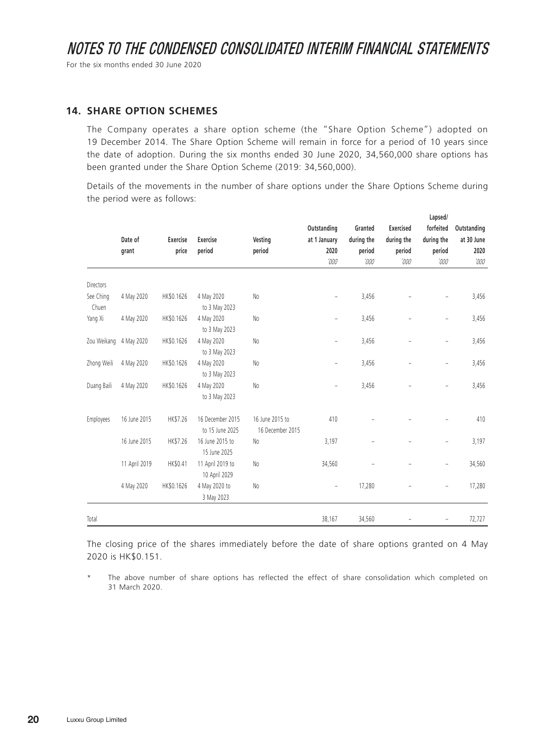# NOTES TO THE CONDENSED CONSOLIDATED INTERIM FINANCIAL STATEMENTS

For the six months ended 30 June 2020

## 14. SHARE OPTION SCHEMES

The Company operates a share option scheme (the "Share Option Scheme") adopted on 19 December 2014. The Share Option Scheme will remain in force for a period of 10 years since the date of adoption. During the six months ended 30 June 2020, 34,560,000 share options has been granted under the Share Option Scheme (2019: 34,560,000).

Details of the movements in the number of share options under the Share Options Scheme during the period were as follows:

| | Date of grant | Exercise price | Exercise period | Vesting period | Outstanding at 1 January 2020 '000 | Granted during the period '000 | Exercised during the period '000 | Lapsed/ forfeited during the period '000 | Outstanding at 30 June 2020 '000 |
|---|---|---|---|---|---|---|---|---|---|
| Directors | | | | | | | | | |
| See Ching Chuen | 4 May 2020 | HK$0.1626 | 4 May 2020 to 3 May 2023 | No | – | 3,456 | – | – | 3,456 |
| Yang Xi | 4 May 2020 | HK$0.1626 | 4 May 2020 to 3 May 2023 | No | – | 3,456 | – | – | 3,456 |
| Zou Weikang | 4 May 2020 | HK$0.1626 | 4 May 2020 to 3 May 2023 | No | – | 3,456 | – | – | 3,456 |
| Zhong Weili | 4 May 2020 | HK$0.1626 | 4 May 2020 to 3 May 2023 | No | – | 3,456 | – | – | 3,456 |
| Duang Baili | 4 May 2020 | HK$0.1626 | 4 May 2020 to 3 May 2023 | No | – | 3,456 | – | – | 3,456 |
| Employees | 16 June 2015 | HK$7.26 | 16 December 2015 to 15 June 2025 | 16 June 2015 to 16 December 2015 | 410 | – | – | – | 410 |
| | 16 June 2015 | HK$7.26 | 16 June 2015 to 15 June 2025 | No | 3,197 | – | – | – | 3,197 |
| | 11 April 2019 | HK$0.41 | 11 April 2019 to 10 April 2029 | No | 34,560 | – | – | – | 34,560 |
| | 4 May 2020 | HK$0.1626 | 4 May 2020 to 3 May 2023 | No | – | 17,280 | – | – | 17,280 |
| Total | | | | | 38,167 | 34,560 | – | – | 72,727 |

The closing price of the shares immediately before the date of share options granted on 4 May 2020 is HK$0.151.

\* The above number of share options has reflected the effect of share consolidation which completed on 31 March 2020.